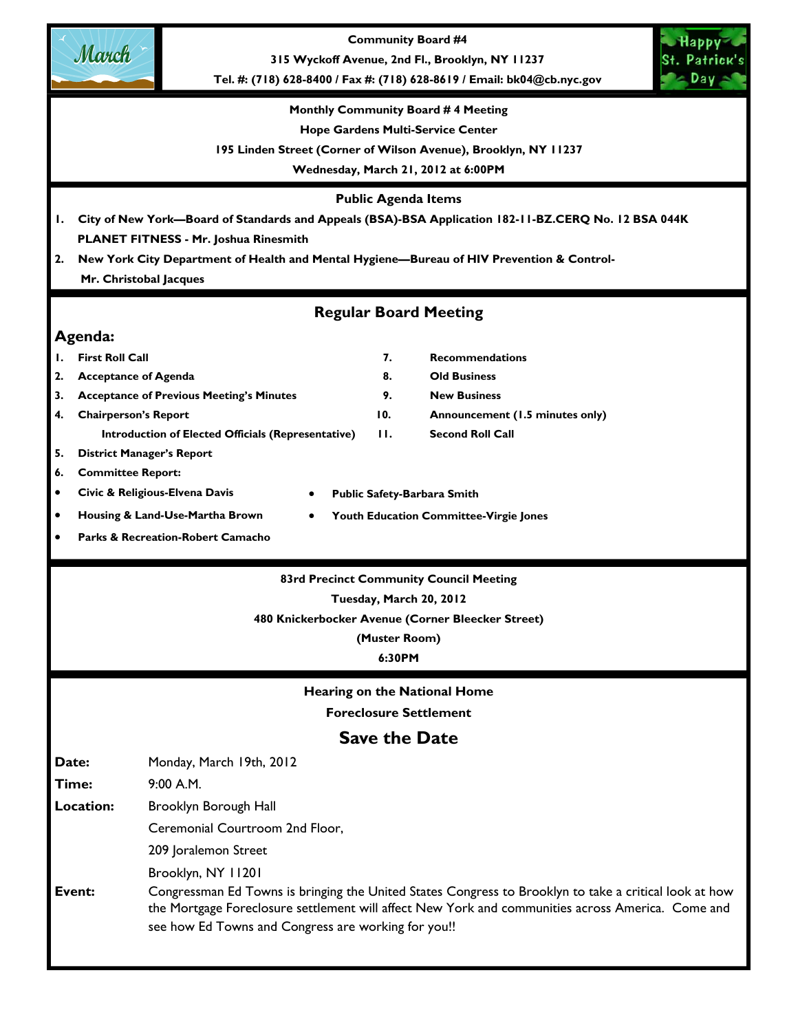**Community Board #4**

**315 Wyckoff Avenue, 2nd Fl., Brooklyn, NY 11237**

**Tel. #: (718) 628-8400 / Fax #: (718) 628-8619 / Email: bk04@cb.nyc.gov**

**Monthly Community Board # 4 Meeting**

**Hope Gardens Multi-Service Center**

**195 Linden Street (Corner of Wilson Avenue), Brooklyn, NY 11237**

**Wednesday, March 21, 2012 at 6:00PM**

## Public Agenda Items

1. **City of New York—Board of Standards and Appeals (BSA)-BSA Application 182-11-BZ.CERQ No. 12 BSA 044K PLANET FITNESS - Mr. Joshua Rinesmith**
2. **New York City Department of Health and Mental Hygiene—Bureau of HIV Prevention & Control- Mr. Christobal Jacques**

## Regular Board Meeting

### Agenda:

1. **First Roll Call**
2. **Acceptance of Agenda**
3. **Acceptance of Previous Meeting's Minutes**
4. **Chairperson's Report**
   **Introduction of Elected Officials (Representative)**
5. **District Manager's Report**
6. **Committee Report:**
   - **Civic & Religious-Elvena Davis**
   - **Housing & Land-Use-Martha Brown**
   - **Parks & Recreation-Robert Camacho**
   - **Public Safety-Barbara Smith**
   - **Youth Education Committee-Virgie Jones**
7. **Recommendations**
8. **Old Business**
9. **New Business**
10. **Announcement (1.5 minutes only)**
11. **Second Roll Call**

**83rd Precinct Community Council Meeting**

**Tuesday, March 20, 2012**

**480 Knickerbocker Avenue (Corner Bleecker Street)**

**(Muster Room)**

**6:30PM**

## Hearing on the National Home Foreclosure Settlement

## Save the Date

**Date:** Monday, March 19th, 2012

**Time:** 9:00 A.M.

**Location:** Brooklyn Borough Hall
Ceremonial Courtroom 2nd Floor,
209 Joralemon Street
Brooklyn, NY 11201

**Event:** Congressman Ed Towns is bringing the United States Congress to Brooklyn to take a critical look at how the Mortgage Foreclosure settlement will affect New York and communities across America. Come and see how Ed Towns and Congress are working for you!!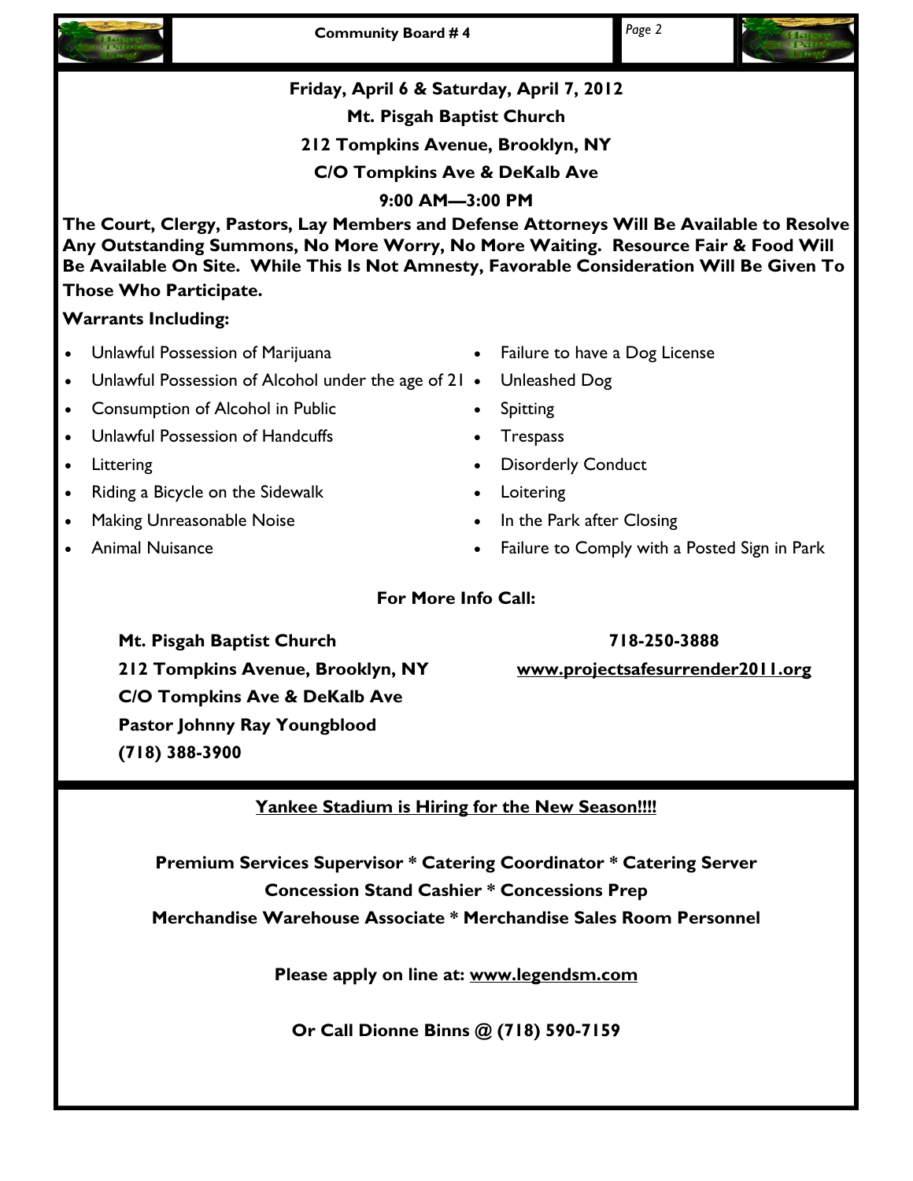**Friday, April 6 & Saturday, April 7, 2012**

**Mt. Pisgah Baptist Church**

**212 Tompkins Avenue, Brooklyn, NY**

**C/O Tompkins Ave & DeKalb Ave**

**9:00 AM—3:00 PM**

**The Court, Clergy, Pastors, Lay Members and Defense Attorneys Will Be Available to Resolve Any Outstanding Summons, No More Worry, No More Waiting. Resource Fair & Food Will Be Available On Site. While This Is Not Amnesty, Favorable Consideration Will Be Given To Those Who Participate.**

**Warrants Including:**

- Unlawful Possession of Marijuana
- Unlawful Possession of Alcohol under the age of 21
- Consumption of Alcohol in Public
- Unlawful Possession of Handcuffs
- Littering
- Riding a Bicycle on the Sidewalk
- Making Unreasonable Noise
- Animal Nuisance
- Failure to have a Dog License
- Unleashed Dog
- Spitting
- Trespass
- Disorderly Conduct
- Loitering
- In the Park after Closing
- Failure to Comply with a Posted Sign in Park

**For More Info Call:**

**Mt. Pisgah Baptist Church**
**212 Tompkins Avenue, Brooklyn, NY**
**C/O Tompkins Ave & DeKalb Ave**
**Pastor Johnny Ray Youngblood**
**(718) 388-3900**

**718-250-3888**
**www.projectsafesurrender2011.org**

**Yankee Stadium is Hiring for the New Season!!!!**

**Premium Services Supervisor * Catering Coordinator * Catering Server**
**Concession Stand Cashier * Concessions Prep**
**Merchandise Warehouse Associate * Merchandise Sales Room Personnel**

**Please apply on line at: www.legendsm.com**

**Or Call Dionne Binns @ (718) 590-7159**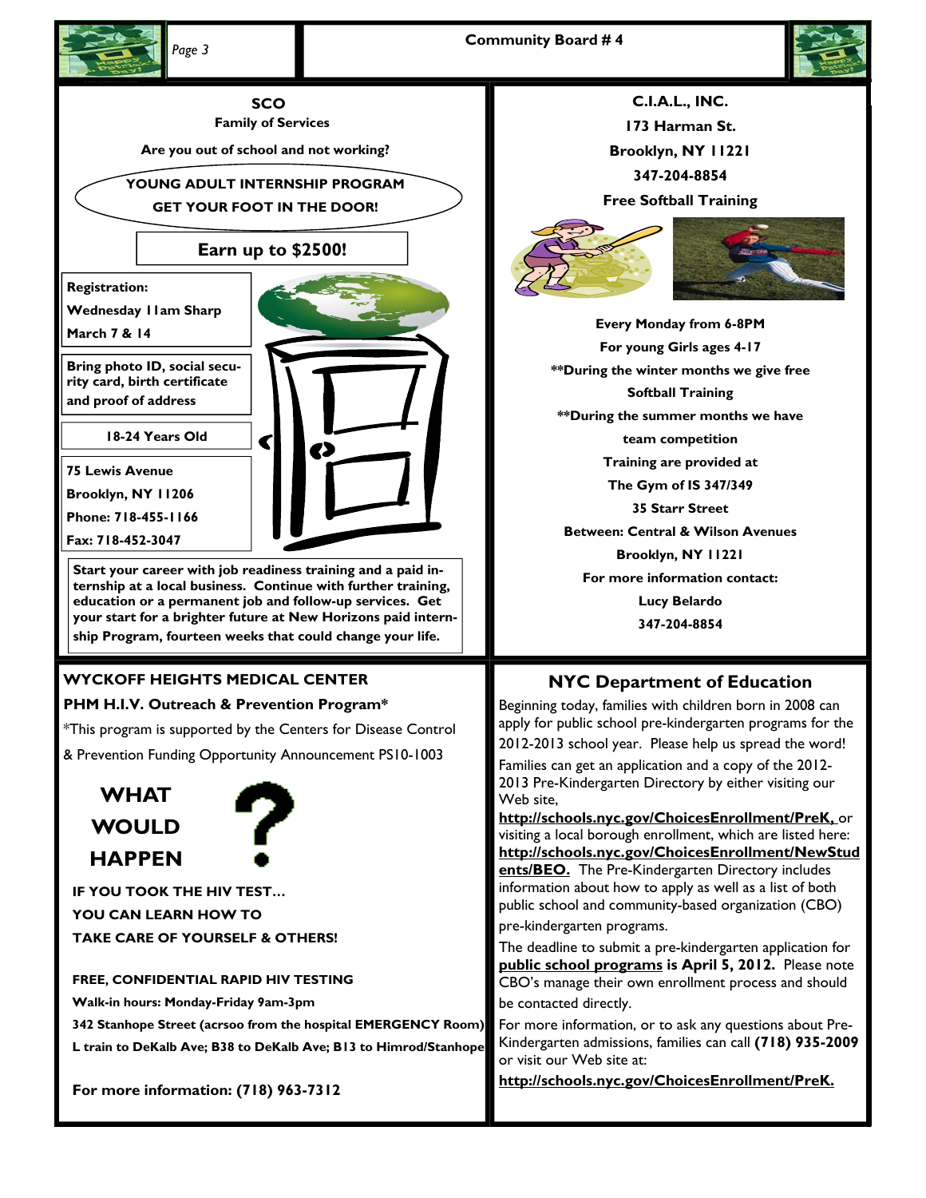## SCO

**Family of Services**

**Are you out of school and not working?**

**YOUNG ADULT INTERNSHIP PROGRAM**

**GET YOUR FOOT IN THE DOOR!**

**Earn up to $2500!**

**Registration:**

**Wednesday 11am Sharp**

**March 7 & 14**

**Bring photo ID, social security card, birth certificate and proof of address**

**18-24 Years Old**

**75 Lewis Avenue**

**Brooklyn, NY 11206**

**Phone: 718-455-1166**

**Fax: 718-452-3047**

**Start your career with job readiness training and a paid internship at a local business. Continue with further training, education or a permanent job and follow-up services. Get your start for a brighter future at New Horizons paid internship Program, fourteen weeks that could change your life.**

## C.I.A.L., INC.

**173 Harman St.**

**Brooklyn, NY 11221**

**347-204-8854**

**Free Softball Training**

**Every Monday from 6-8PM**

**For young Girls ages 4-17**

**\*\*During the winter months we give free Softball Training**

**\*\*During the summer months we have team competition**

**Training are provided at**

**The Gym of IS 347/349**

**35 Starr Street**

**Between: Central & Wilson Avenues**

**Brooklyn, NY 11221**

**For more information contact:**

**Lucy Belardo**

**347-204-8854**

## WYCKOFF HEIGHTS MEDICAL CENTER

**PHM H.I.V. Outreach & Prevention Program\***

\*This program is supported by the Centers for Disease Control & Prevention Funding Opportunity Announcement PS10-1003

**WHAT WOULD HAPPEN ?**

**IF YOU TOOK THE HIV TEST…**

**YOU CAN LEARN HOW TO TAKE CARE OF YOURSELF & OTHERS!**

**FREE, CONFIDENTIAL RAPID HIV TESTING**

**Walk-in hours: Monday-Friday 9am-3pm**

**342 Stanhope Street (acrsoo from the hospital EMERGENCY Room)**

**L train to DeKalb Ave; B38 to DeKalb Ave; B13 to Himrod/Stanhope**

**For more information: (718) 963-7312**

## NYC Department of Education

Beginning today, families with children born in 2008 can apply for public school pre-kindergarten programs for the 2012-2013 school year. Please help us spread the word!

Families can get an application and a copy of the 2012-2013 Pre-Kindergarten Directory by either visiting our Web site, **http://schools.nyc.gov/ChoicesEnrollment/PreK,** or visiting a local borough enrollment, which are listed here: **http://schools.nyc.gov/ChoicesEnrollment/NewStudents/BEO.** The Pre-Kindergarten Directory includes information about how to apply as well as a list of both public school and community-based organization (CBO) pre-kindergarten programs.

The deadline to submit a pre-kindergarten application for **public school programs is April 5, 2012.** Please note CBO's manage their own enrollment process and should be contacted directly.

For more information, or to ask any questions about Pre-Kindergarten admissions, families can call **(718) 935-2009** or visit our Web site at: **http://schools.nyc.gov/ChoicesEnrollment/PreK.**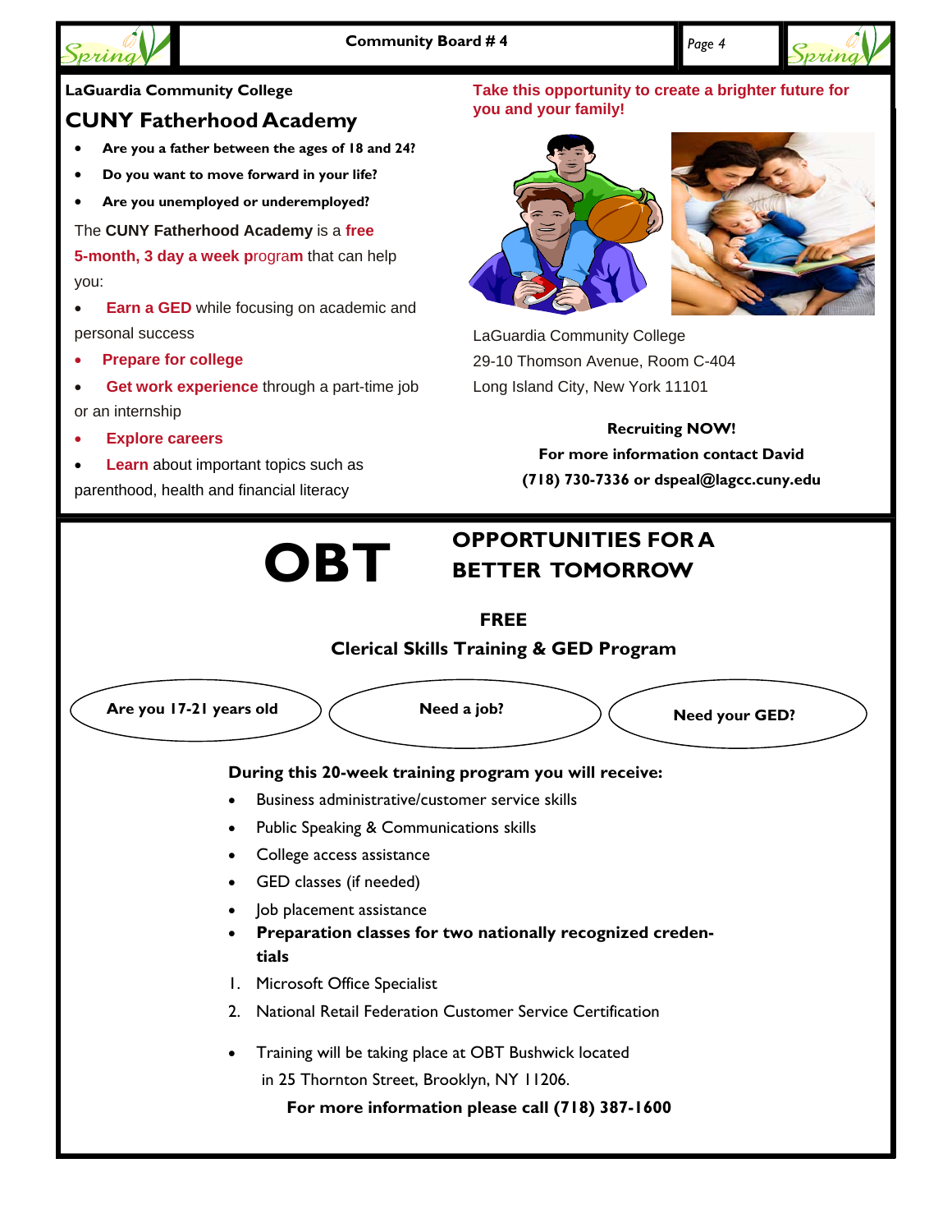**LaGuardia Community College**

## CUNY Fatherhood Academy

- **Are you a father between the ages of 18 and 24?**
- **Do you want to move forward in your life?**
- **Are you unemployed or underemployed?**

The **CUNY Fatherhood Academy** is a **free 5-month, 3 day a week program** that can help you:

- **Earn a GED** while focusing on academic and personal success
- **Prepare for college**
- **Get work experience** through a part-time job or an internship
- **Explore careers**
- **Learn** about important topics such as parenthood, health and financial literacy

**Take this opportunity to create a brighter future for you and your family!**

LaGuardia Community College
29-10 Thomson Avenue, Room C-404
Long Island City, New York 11101

**Recruiting NOW!**
**For more information contact David**
**(718) 730-7336 or dspeal@lagcc.cuny.edu**

# OBT

## OPPORTUNITIES FOR A BETTER TOMORROW

**FREE**

**Clerical Skills Training & GED Program**

**Are you 17-21 years old** | **Need a job?** | **Need your GED?**

**During this 20-week training program you will receive:**

- Business administrative/customer service skills
- Public Speaking & Communications skills
- College access assistance
- GED classes (if needed)
- Job placement assistance
- **Preparation classes for two nationally recognized credentials**

1. Microsoft Office Specialist
2. National Retail Federation Customer Service Certification

- Training will be taking place at OBT Bushwick located in 25 Thornton Street, Brooklyn, NY 11206.

**For more information please call (718) 387-1600**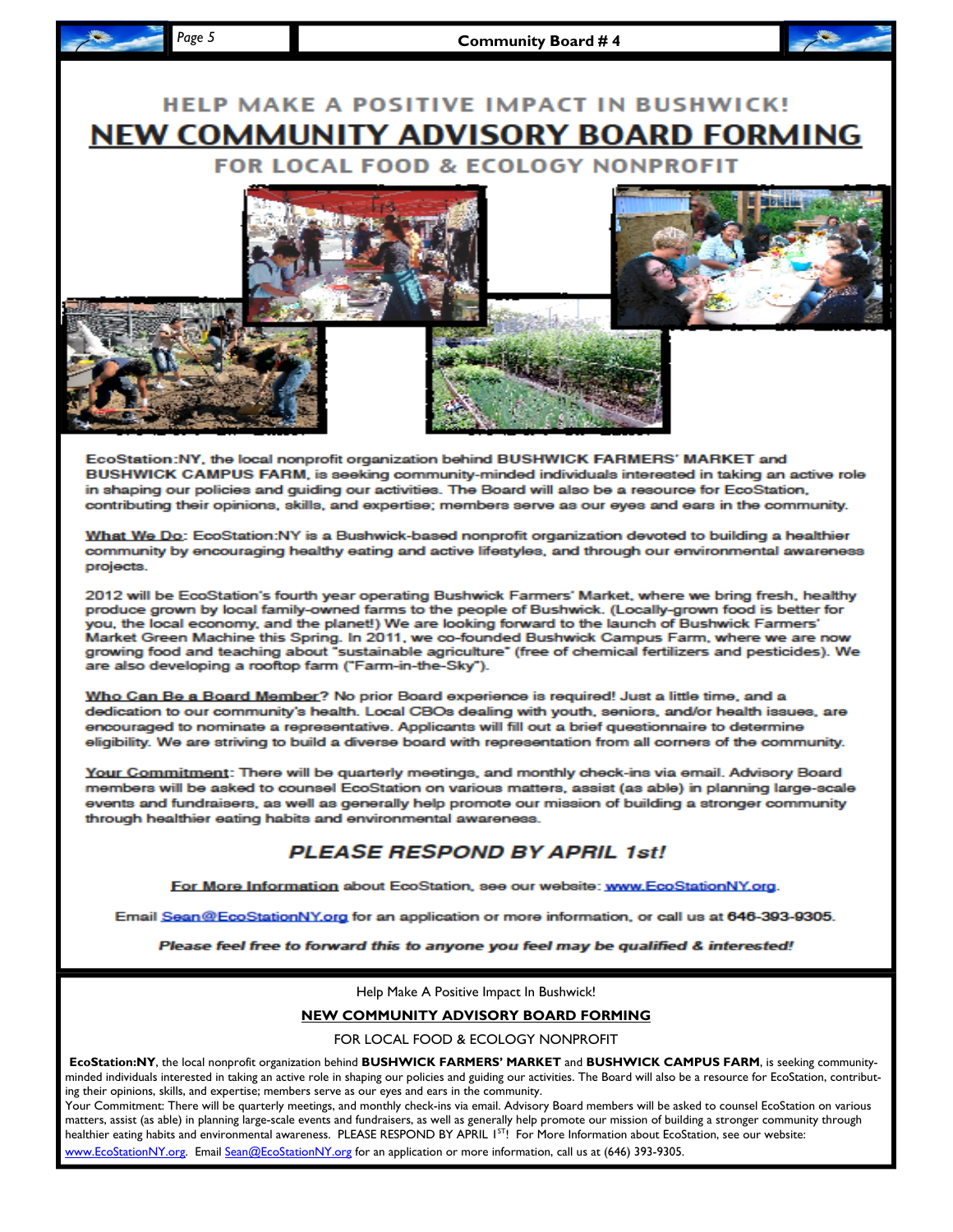HELP MAKE A POSITIVE IMPACT IN BUSHWICK!

# NEW COMMUNITY ADVISORY BOARD FORMING

## FOR LOCAL FOOD & ECOLOGY NONPROFIT

EcoStation:NY, the local nonprofit organization behind **BUSHWICK FARMERS' MARKET** and **BUSHWICK CAMPUS FARM**, is seeking community-minded individuals interested in taking an active role in shaping our policies and guiding our activities. The Board will also be a resource for EcoStation, contributing their opinions, skills, and expertise; members serve as our eyes and ears in the community.

What We Do: EcoStation:NY is a Bushwick-based nonprofit organization devoted to building a healthier community by encouraging healthy eating and active lifestyles, and through our environmental awareness projects.

2012 will be EcoStation's fourth year operating Bushwick Farmers' Market, where we bring fresh, healthy produce grown by local family-owned farms to the people of Bushwick. (Locally-grown food is better for you, the local economy, and the planet!) We are looking forward to the launch of Bushwick Farmers' Market Green Machine this Spring. In 2011, we co-founded Bushwick Campus Farm, where we are now growing food and teaching about "sustainable agriculture" (free of chemical fertilizers and pesticides). We are also developing a rooftop farm ("Farm-in-the-Sky").

Who Can Be a Board Member? No prior Board experience is required! Just a little time, and a dedication to our community's health. Local CBOs dealing with youth, seniors, and/or health issues, are encouraged to nominate a representative. Applicants will fill out a brief questionnaire to determine eligibility. We are striving to build a diverse board with representation from all corners of the community.

Your Commitment: There will be quarterly meetings, and monthly check-ins via email. Advisory Board members will be asked to counsel EcoStation on various matters, assist (as able) in planning large-scale events and fundraisers, as well as generally help promote our mission of building a stronger community through healthier eating habits and environmental awareness.

***PLEASE RESPOND BY APRIL 1st!***

For More Information about EcoStation, see our website: www.EcoStationNY.org.

Email Sean@EcoStationNY.org for an application or more information, or call us at 646-393-9305.

***Please feel free to forward this to anyone you feel may be qualified & interested!***

---

Help Make A Positive Impact In Bushwick!

**NEW COMMUNITY ADVISORY BOARD FORMING**

FOR LOCAL FOOD & ECOLOGY NONPROFIT

**EcoStation:NY**, the local nonprofit organization behind **BUSHWICK FARMERS' MARKET** and **BUSHWICK CAMPUS FARM**, is seeking community-minded individuals interested in taking an active role in shaping our policies and guiding our activities. The Board will also be a resource for EcoStation, contributing their opinions, skills, and expertise; members serve as our eyes and ears in the community.

Your Commitment: There will be quarterly meetings, and monthly check-ins via email. Advisory Board members will be asked to counsel EcoStation on various matters, assist (as able) in planning large-scale events and fundraisers, as well as generally help promote our mission of building a stronger community through healthier eating habits and environmental awareness. PLEASE RESPOND BY APRIL 1ST! For More Information about EcoStation, see our website: www.EcoStationNY.org. Email Sean@EcoStationNY.org for an application or more information, call us at (646) 393-9305.